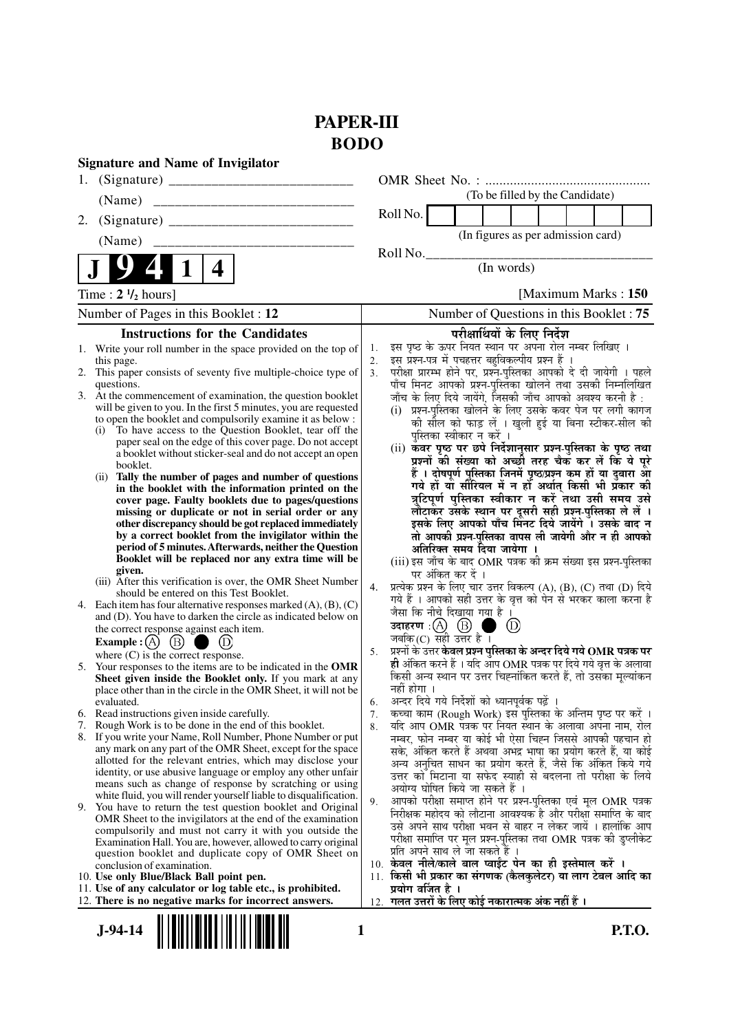# PAPER-III
# BODO

**Signature and Name of Invigilator**

1. (Signature) __________________________

   (Name) ____________________________

2. (Signature) __________________________

   (Name) ____________________________

OMR Sheet No. : ...............................................

(To be filled by the Candidate)

Roll No. | | | | | | | | |

(In figures as per admission card)

Roll No.________________________________

(In words)

**J 9 4 1 4**

Time : $2\frac{1}{2}$ hours] [Maximum Marks : **150**

Number of Pages in this Booklet : **12**

Number of Questions in this Booklet : **75**

## Instructions for the Candidates

1. Write your roll number in the space provided on the top of this page.
2. This paper consists of seventy five multiple-choice type of questions.
3. At the commencement of examination, the question booklet will be given to you. In the first 5 minutes, you are requested to open the booklet and compulsorily examine it as below :
   (i) To have access to the Question Booklet, tear off the paper seal on the edge of this cover page. Do not accept a booklet without sticker-seal and do not accept an open booklet.
   (ii) **Tally the number of pages and number of questions in the booklet with the information printed on the cover page. Faulty booklets due to pages/questions missing or duplicate or not in serial order or any other discrepancy should be got replaced immediately by a correct booklet from the invigilator within the period of 5 minutes. Afterwards, neither the Question Booklet will be replaced nor any extra time will be given.**
   (iii) After this verification is over, the OMR Sheet Number should be entered on this Test Booklet.
4. Each item has four alternative responses marked (A), (B), (C) and (D). You have to darken the circle as indicated below on the correct response against each item.
   **Example :** (A) (B) ● (D)
   where (C) is the correct response.
5. Your responses to the items are to be indicated in the **OMR Sheet given inside the Booklet only.** If you mark at any place other than in the circle in the OMR Sheet, it will not be evaluated.
6. Read instructions given inside carefully.
7. Rough Work is to be done in the end of this booklet.
8. If you write your Name, Roll Number, Phone Number or put any mark on any part of the OMR Sheet, except for the space allotted for the relevant entries, which may disclose your identity, or use abusive language or employ any other unfair means such as change of response by scratching or using white fluid, you will render yourself liable to disqualification.
9. You have to return the test question booklet and Original OMR Sheet to the invigilators at the end of the examination compulsorily and must not carry it with you outside the Examination Hall. You are, however, allowed to carry original question booklet and duplicate copy of OMR Sheet on conclusion of examination.
10. **Use only Blue/Black Ball point pen.**
11. **Use of any calculator or log table etc., is prohibited.**
12. **There is no negative marks for incorrect answers.**

## परीक्षार्थियों के लिए निर्देश

1. इस पृष्ठ के ऊपर नियत स्थान पर अपना रोल नम्बर लिखिए ।
2. इस प्रश्न-पत्र में पचहत्तर बहुविकल्पीय प्रश्न हैं ।
3. परीक्षा प्रारम्भ होने पर, प्रश्न-पुस्तिका आपको दे दी जायेगी । पहले पाँच मिनट आपको प्रश्न-पुस्तिका खोलने तथा उसकी निम्नलिखित जाँच के लिए दिये जायेंगे, जिसकी जाँच आपको अवश्य करनी है :
   (i) प्रश्न-पुस्तिका खोलने के लिए उसके कवर पेज पर लगी कागज की सील को फाड़ लें । खुली हुई या बिना स्टीकर-सील की पुस्तिका स्वीकार न करें ।
   (ii) **कवर पृष्ठ पर छपे निर्देशानुसार प्रश्न-पुस्तिका के पृष्ठ तथा प्रश्नों की संख्या को अच्छी तरह चैक कर लें कि ये पूरे हैं । दोषपूर्ण पुस्तिका जिनमें पृष्ठ/प्रश्न कम हों या दुबारा आ गये हों या सीरियल में न हों अर्थात् किसी भी प्रकार की त्रुटिपूर्ण पुस्तिका स्वीकार न करें तथा उसी समय उसे लौटाकर उसके स्थान पर दूसरी सही प्रश्न-पुस्तिका ले लें । इसके लिए आपको पाँच मिनट दिये जायेंगे । उसके बाद न तो आपकी प्रश्न-पुस्तिका वापस ली जायेगी और न ही आपको अतिरिक्त समय दिया जायेगा ।**
   (iii) इस जाँच के बाद OMR पत्रक की क्रम संख्या इस प्रश्न-पुस्तिका पर अंकित कर दें ।
4. प्रत्येक प्रश्न के लिए चार उत्तर विकल्प (A), (B), (C) तथा (D) दिये गये हैं । आपको सही उत्तर के वृत्त को पेन से भरकर काला करना है जैसा कि नीचे दिखाया गया है ।
   **उदाहरण :** (A) (B) ● (D)
   जबकि (C) सही उत्तर है ।
5. प्रश्नों के उत्तर **केवल प्रश्न पुस्तिका के अन्दर दिये गये OMR पत्रक पर ही** अंकित करने हैं । यदि आप OMR पत्रक पर दिये गये वृत्त के अलावा किसी अन्य स्थान पर उत्तर चिह्नांकित करते हैं, तो उसका मूल्यांकन नहीं होगा ।
6. अन्दर दिये गये निर्देशों को ध्यानपूर्वक पढ़ें ।
7. कच्चा काम (Rough Work) इस पुस्तिका के अन्तिम पृष्ठ पर करें ।
8. यदि आप OMR पत्रक पर नियत स्थान के अलावा अपना नाम, रोल नम्बर, फोन नम्बर या कोई भी ऐसा चिह्न जिससे आपकी पहचान हो सके, अंकित करते हैं अथवा अभद्र भाषा का प्रयोग करते हैं, या कोई अन्य अनुचित साधन का प्रयोग करते हैं, जैसे कि अंकित किये गये उत्तर को मिटाना या सफेद स्याही से बदलना तो परीक्षा के लिये अयोग्य घोषित किये जा सकते हैं ।
9. आपको परीक्षा समाप्त होने पर प्रश्न-पुस्तिका एवं मूल OMR पत्रक निरीक्षक महोदय को लौटाना आवश्यक है और परीक्षा समाप्ति के बाद उसे अपने साथ परीक्षा भवन से बाहर न लेकर जायें । हालांकि आप परीक्षा समाप्ति पर मूल प्रश्न-पुस्तिका तथा OMR पत्रक की डुप्लीकेट प्रति अपने साथ ले जा सकते हैं ।
10. **केवल नीले/काले बाल प्वाईंट पेन का ही इस्तेमाल करें ।**
11. **किसी भी प्रकार का संगणक (कैलकुलेटर) या लाग टेबल आदि का प्रयोग वर्जित है ।**
12. **गलत उत्तरों के लिए कोई नकारात्मक अंक नहीं हैं ।**

J-94-14

P.T.O.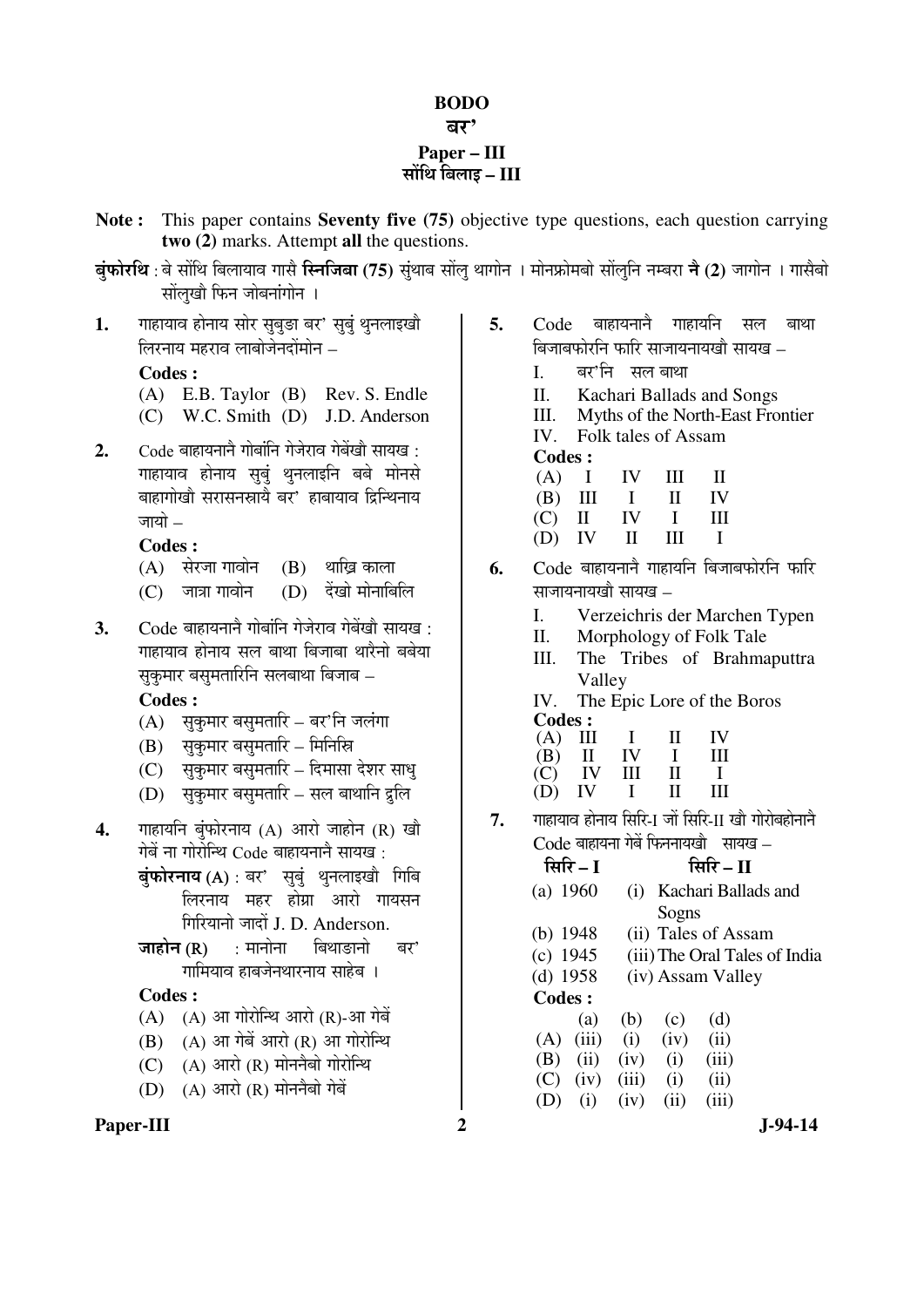# BODO
# बर'
## Paper – III
## सोंथि बिलाइ – III

**Note :** This paper contains **Seventy five (75)** objective type questions, each question carrying **two (2)** marks. Attempt **all** the questions.

**बुंफोरथि :** बे सोंथि बिलायाव गासै **स्निजिबा (75)** सुंथाब सोंलु थागोन । मोनफ्रोमबो सोंलुनि नम्बरा **नै (2)** जागोन । गासैबो सोंलुखौ फिन जोबनांगोन ।

**1.** गाहायाव होनाय सोर सुबुङा बर' सुबुं थुनलाइखौ लिरनाय महराव लाबोजेनदोंमोन –

**Codes :**

(A) E.B. Taylor (B) Rev. S. Endle

(C) W.C. Smith (D) J.D. Anderson

**2.** Code बाहायनानै गोबांनि गेजेराव गेबेंखौ सायख : गाहायाव होनाय सुबुं थुनलाइनि बबे मोनसे बाहागोखौ सरासनस्रायै बर' हाबायाव द्रिन्थिनाय जायो –

**Codes :**

(A) सेरजा गावोन (B) थाख्रि काला

(C) जात्रा गावोन (D) देंखो मोनाबिलि

**3.** Code बाहायनानै गोबांनि गेजेराव गेबेंखौ सायख : गाहायाव होनाय सल बाथा बिजाबा थारैनो बबेया सुकुमार बसुमतारिनि सलबाथा बिजाब –

**Codes :**

(A) सुकुमार बसुमतारि – बर'नि जलंगा

(B) सुकुमार बसुमतारि – मिनिस्रि

(C) सुकुमार बसुमतारि – दिमासा देशर साधु

(D) सुकुमार बसुमतारि – सल बाथानि द्रुलि

**4.** गाहायनि बुंफोरनाय (A) आरो जाहोन (R) खौ गेबें ना गोरोन्थि Code बाहायनानै सायख :

**बुंफोरनाय (A) :** बर' सुबुं थुनलाइखौ गिबि लिरनाय महर होग्रा आरो गायसन गिरियानो जादों J. D. Anderson.

**जाहोन (R) :** मानोना बिथाङानो बर' गामियाव हाबजेनथारनाय साहेब ।

**Codes :**

(A) (A) आ गोरोन्थि आरो (R)-आ गेबें

(B) (A) आ गेबें आरो (R) आ गोरोन्थि

(C) (A) आरो (R) मोननैबो गोरोन्थि

(D) (A) आरो (R) मोननैबो गेबें

**5.** Code बाहायनानै गाहायनि सल बाथा बिजाबफोरनि फारि साजायनायखौ सायख –

I. बर'नि सल बाथा

II. Kachari Ballads and Songs

III. Myths of the North-East Frontier

IV. Folk tales of Assam

**Codes :**

| | | | | |
|---|---|---|---|---|
| (A) | I | IV | III | II |
| (B) | III | I | II | IV |
| (C) | II | IV | I | III |
| (D) | IV | II | III | I |

**6.** Code बाहायनानै गाहायनि बिजाबफोरनि फारि साजायनायखौ सायख –

I. Verzeichris der Marchen Typen

II. Morphology of Folk Tale

III. The Tribes of Brahmaputtra Valley

IV. The Epic Lore of the Boros

**Codes :**

| | | | | |
|---|---|---|---|---|
| (A) | III | I | II | IV |
| (B) | II | IV | I | III |
| (C) | IV | III | II | I |
| (D) | IV | I | II | III |

**7.** गाहायाव होनाय सिरि-I जों सिरि-II खौ गोरोबहोनानै Code बाहायना गेबें फिननायखौ सायख –

| सिरि – I | सिरि – II |
|---|---|
| (a) 1960 | (i) Kachari Ballads and Sogns |
| (b) 1948 | (ii) Tales of Assam |
| (c) 1945 | (iii) The Oral Tales of India |
| (d) 1958 | (iv) Assam Valley |

**Codes :**

| | (a) | (b) | (c) | (d) |
|---|---|---|---|---|
| (A) | (iii) | (i) | (iv) | (ii) |
| (B) | (ii) | (iv) | (i) | (iii) |
| (C) | (iv) | (iii) | (i) | (ii) |
| (D) | (i) | (iv) | (ii) | (iii) |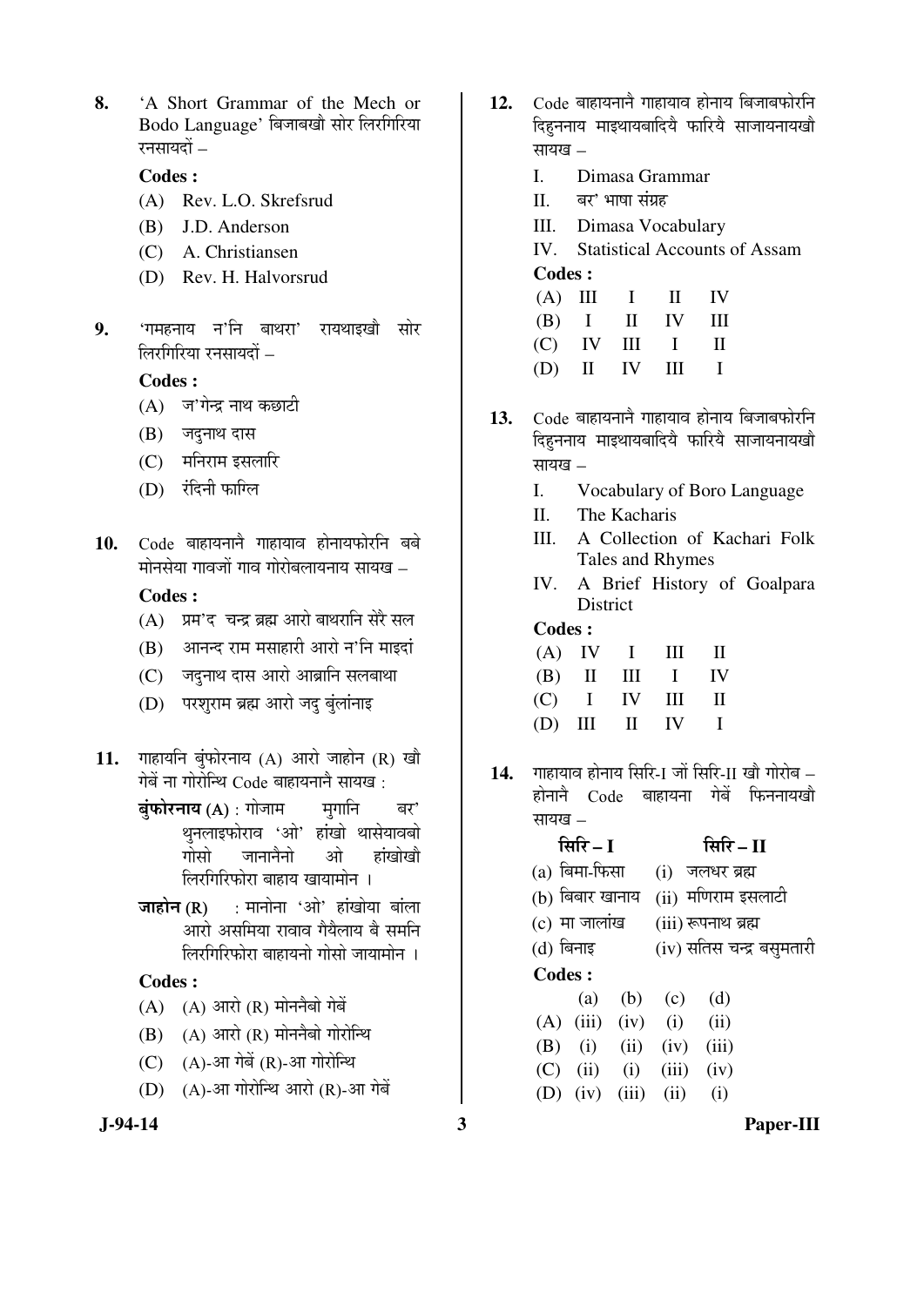**8.** 'A Short Grammar of the Mech or Bodo Language' बिजाबखौ सोर लिरगिरिया रनसायदों –

**Codes :**

(A) Rev. L.O. Skrefsrud

(B) J.D. Anderson

(C) A. Christiansen

(D) Rev. H. Halvorsrud

**9.** 'गमहनाय न'नि बाथरा' रायथाइखौ सोर लिरगिरिया रनसायदों –

**Codes :**

(A) ज'गेन्द्र नाथ कछाटी

(B) जदुनाथ दास

(C) मनिराम इसलारि

(D) रंदिनी फाग्लि

**10.** Code बाहायनानै गाहायाव होनायफोरनि बबे मोनसेया गावजों गाव गोरोबलायनाय सायख –

**Codes :**

(A) प्रम'द चन्द्र ब्रह्म आरो बाथरानि सेरै सल

(B) आनन्द राम मसाहारी आरो न'नि माइदां

(C) जदुनाथ दास आरो आब्रानि सलबाथा

(D) परशुराम ब्रह्म आरो जदु बुंलांनाइ

**11.** गाहायनि बुंफोरनाय (A) आरो जाहोन (R) खौ गेबें ना गोरोन्थि Code बाहायनानै सायख :

**बुंफोरनाय (A)** : गोजाम मुगानि बर' थुनलाइफोराव 'ओ' हांखो थासेयावबो गोसो जानानैनो ओ हांखोखौ लिरगिरिफोरा बाहाय खायामोन ।

**जाहोन (R)** : मानोना 'ओ' हांखोया बांला आरो असमिया रावाव गैयैलाय बै समनि लिरगिरिफोरा बाहायनो गोसो जायामोन ।

**Codes :**

(A) (A) आरो (R) मोननैबो गेबें

(B) (A) आरो (R) मोननैबो गोरोन्थि

(C) (A)-आ गेबें (R)-आ गोरोन्थि

(D) (A)-आ गोरोन्थि आरो (R)-आ गेबें

**12.** Code बाहायनानै गाहायाव होनाय बिजाबफोरनि दिहुननाय माइथायबादियै फारियै साजायनायखौ सायख –

I. Dimasa Grammar

II. बर' भाषा संग्रह

III. Dimasa Vocabulary

IV. Statistical Accounts of Assam

**Codes :**

| | | | | |
|---|---|---|---|---|
| (A) | III | I | II | IV |
| (B) | I | II | IV | III |
| (C) | IV | III | I | II |
| (D) | II | IV | III | I |

**13.** Code बाहायनानै गाहायाव होनाय बिजाबफोरनि दिहुननाय माइथायबादियै फारियै साजायनायखौ सायख –

I. Vocabulary of Boro Language

II. The Kacharis

III. A Collection of Kachari Folk Tales and Rhymes

IV. A Brief History of Goalpara District

**Codes :**

| | | | | |
|---|---|---|---|---|
| (A) | IV | I | III | II |
| (B) | II | III | I | IV |
| (C) | I | IV | III | II |
| (D) | III | II | IV | I |

**14.** गाहायाव होनाय सिरि-I जों सिरि-II खौ गोरोब – होनानै Code बाहायना गेबें फिननायखौ सायख –

| सिरि – I | सिरि – II |
|---|---|
| (a) बिमा-फिसा | (i) जलधर ब्रह्म |
| (b) बिबार खानाय | (ii) मणिराम इसलाटी |
| (c) मा जालांख | (iii) रूपनाथ ब्रह्म |
| (d) बिनाइ | (iv) सतिस चन्द्र बसुमतारी |

**Codes :**

| | (a) | (b) | (c) | (d) |
|---|---|---|---|---|
| (A) | (iii) | (iv) | (i) | (ii) |
| (B) | (i) | (ii) | (iv) | (iii) |
| (C) | (ii) | (i) | (iii) | (iv) |
| (D) | (iv) | (iii) | (ii) | (i) |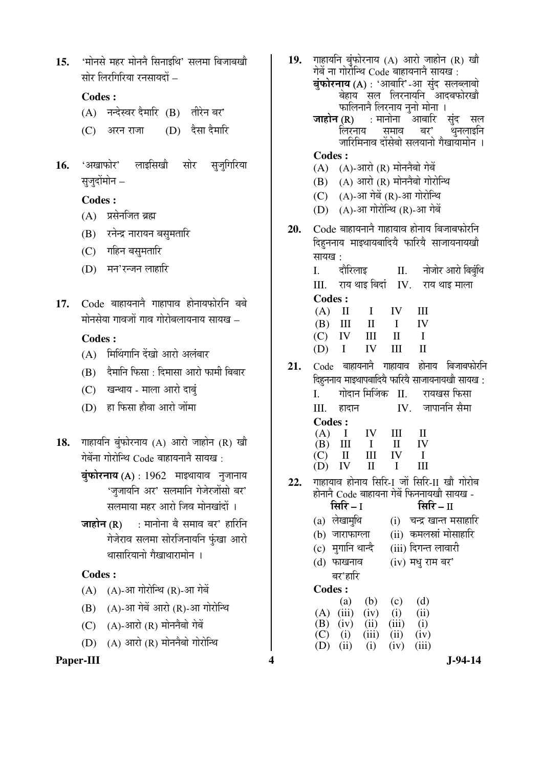15. 'मोनसे महर मोननै सिनाइथि' सलमा बिजाबखौ सोर लिरगिरिया रनसायदों –

**Codes :**

(A) नन्देस्वर दैमारि (B) तीरेन बर'

(C) अरन राजा (D) दैसा दैमारि

16. 'अखाफोर' लाइसिखौ सोर सुजुगिरिया सुजुदोंमोन –

**Codes :**

(A) प्रसेनजित ब्रह्म

(B) रनेन्द्र नारायन बसुमतारि

(C) गहिन बसुमतारि

(D) मन'रन्जन लाहारि

17. Code बाहायनानै गाहापाव होनायफोरनि बबे मोनसेया गावजों गाव गोरोबलायनाय सायख –

**Codes :**

(A) मिथिंगानि देंखो आरो अलंबार

(B) दैमानि फिसा : दिमासा आरो फामी बिबार

(C) खन्थाय - माला आरो दाबुं

(D) हा फिसा हौवा आरो जोंमा

18. गाहायनि बुंफोरनाय (A) आरो जाहोन (R) खौ गेबेंना गोरोन्थि Code बाहायनानै सायख :

**बुंफोरनाय (A)** : 1962 माइथायाव नुजानाय 'जुजायनि अर' सलमानि गेजेरजोंसो बर' सलमाया महर आरो जिव मोनखांदों ।

**जाहोन (R)** : मानोना बै समाव बर' हारिनि गेजेराव सलमा सोरजिनायनि फुंखा आरो थासारियानो गैखाथारामोन ।

**Codes :**

(A) (A)-आ गोरोन्थि (R)-आ गेबें

(B) (A)-आ गेबें आरो (R)-आ गोरोन्थि

(C) (A)-आरो (R) मोननैबो गेबें

(D) (A) आरो (R) मोननैबो गोरोन्थि

19. गाहायनि बुंफोरनाय (A) आरो जाहोन (R) खौ गेबें ना गोरोन्थि Code बाहायनानै सायख :

**बुंफोरनाय (A)** : 'आबारि'-आ सुंद सलब्लाबो बेहाय सल लिरनायनि आदबफोरखौ फालिनानै लिरनाय नुनो मोना ।

**जाहोन (R)** : मानोना आबारि सुंद सल लिरनाय समाव बर' थुनलाइनि जारिमिनाव दोंसेबो सलयानो गैखायामोन ।

**Codes :**

(A) (A)-आरो (R) मोननैबो गेबें

(B) (A) आरो (R) मोननैबो गोरोन्थि

(C) (A)-आ गेबें (R)-आ गोरोन्थि

(D) (A)-आ गोरोन्थि (R)-आ गेबें

20. Code बाहायनानै गाहायाव होनाय बिजाबफोरनि दिहुननाय माइथायबादियै फारियै साजायनायखौ सायख :

I. दौरिलाइ II. नोजोर आरो बिबुंथि

III. राय थाइ बिदां IV. राय थाइ माला

**Codes :**

| | | | | |
|---|---|---|---|---|
| (A) | II | I | IV | III |
| (B) | III | II | I | IV |
| (C) | IV | III | II | I |
| (D) | I | IV | III | II |

21. Code बाहायनानै गाहायाव होनाय बिजाबफोरनि दिहुननाय माइथापबादियै फारियै साजायनायखौ सायख :

I. गोदान मिजिंक II. रायखस फिसा

III. हादान IV. जापाननि सैमा

**Codes :**

| | | | | |
|---|---|---|---|---|
| (A) | I | IV | III | II |
| (B) | III | I | II | IV |
| (C) | II | III | IV | I |
| (D) | IV | II | I | III |

22. गाहायाव होनाय सिरि-I जों सिरि-II खौ गोरोब होनानै Code बाहायना गेबें फिननायखौ सायख -

| सिरि – I | सिरि – II |
|---|---|
| (a) लेखामुथि | (i) चन्द्र खान्त मसाहारि |
| (b) जाराफाग्ला | (ii) कमलस्रां मोसाहारि |
| (c) मुगानि थान्दै | (iii) दिगन्त लावारी |
| (d) फाखनाव बर'हारि | (iv) मधु राम बर' |

**Codes :**

| | (a) | (b) | (c) | (d) |
|---|---|---|---|---|
| (A) | (iii) | (iv) | (i) | (ii) |
| (B) | (iv) | (ii) | (iii) | (i) |
| (C) | (i) | (iii) | (ii) | (iv) |
| (D) | (ii) | (i) | (iv) | (iii) |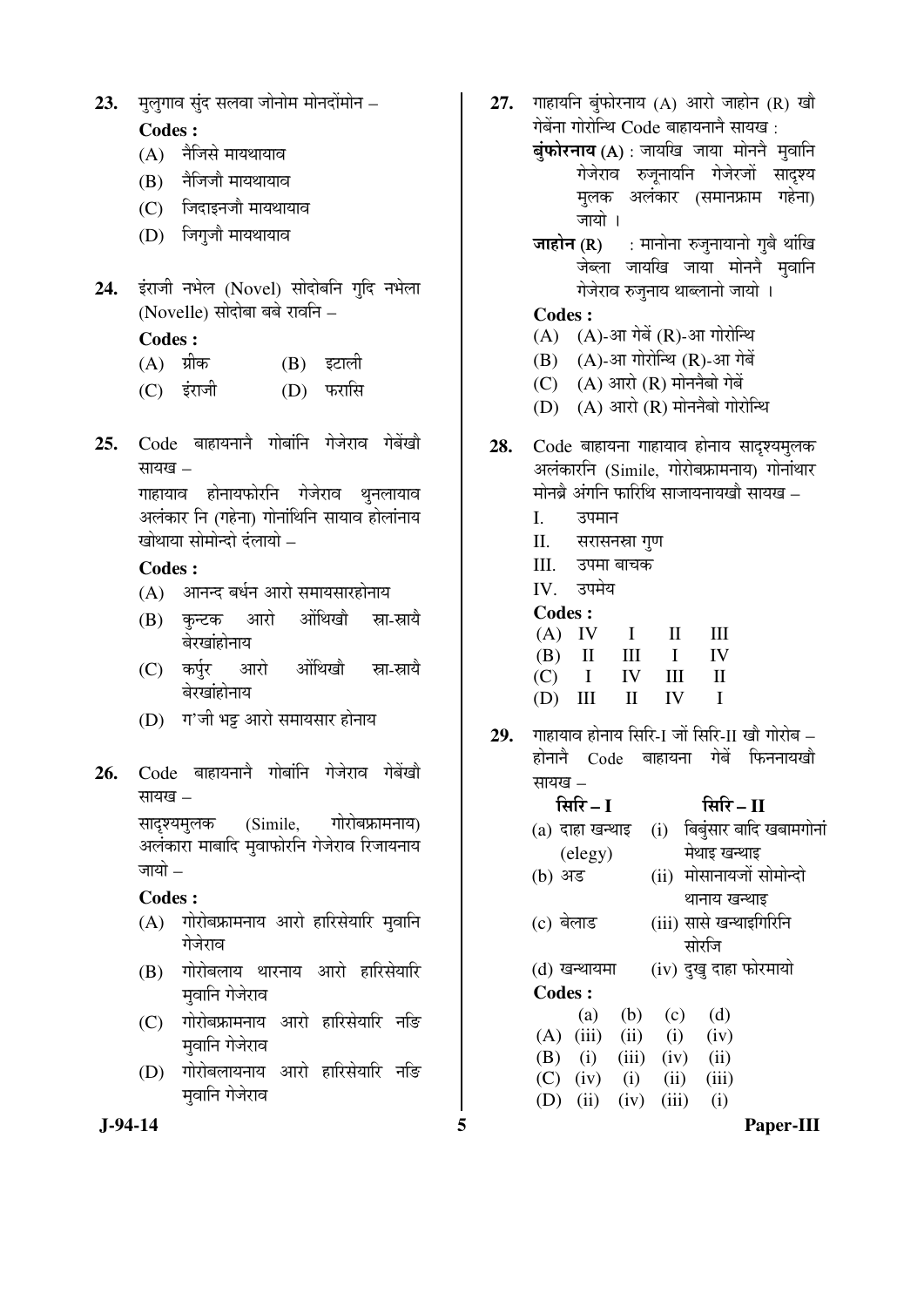**23.** मुलुगाव सुंद सलवा जोनोम मोनदोंमोन –

**Codes :**

(A) नैजिसे मायथायाव

(B) नैजिजौ मायथायाव

(C) जिदाइनजौ मायथायाव

(D) जिगुजौ मायथायाव

**24.** इंराजी नभेल (Novel) सोदोबनि गुदि नभेला (Novelle) सोदोबा बबे रावनि –

**Codes :**

(A) ग्रीक (B) इटाली

(C) इंराजी (D) फरासि

**25.** Code बाहायनानै गोबांनि गेजेराव गेबेंखौ सायख –

गाहायाव होनायफोरनि गेजेराव थुनलायाव अलंकार नि (गहेना) गोनांथिनि सायाव होलांनाय खोथाया सोमोन्दो दंलायो –

**Codes :**

(A) आनन्द बर्धन आरो समायसारहोनाय

(B) कुन्टक आरो ओंथिखौ स्रा-स्रायै बेरखांहोनाय

(C) कर्पुर आरो ओंथिखौ स्रा-स्रायै बेरखांहोनाय

(D) ग'जी भट्ट आरो समायसार होनाय

**26.** Code बाहायनानै गोबांनि गेजेराव गेबेंखौ सायख –

सादृश्यमुलक (Simile, गोरोबफ्रामनाय) अलंकारा माबादि मुवाफोरनि गेजेराव रिजायनाय जायो –

**Codes :**

(A) गोरोबफ्रामनाय आरो हारिसेयारि मुवानि गेजेराव

(B) गोरोबलाय थारनाय आरो हारिसेयारि मुवानि गेजेराव

(C) गोरोबफ्रामनाय आरो हारिसेयारि नङि मुवानि गेजेराव

(D) गोरोबलायनाय आरो हारिसेयारि नङि मुवानि गेजेराव

**27.** गाहायनि बुंफोरनाय (A) आरो जाहोन (R) खौ गेबेंना गोरोन्थि Code बाहायनानै सायख :

**बुंफोरनाय (A)** : जायखि जाया मोननै मुवानि गेजेराव रुजूनायनि गेजेरजों सादृश्य मुलक अलंकार (समानफ्राम गहेना) जायो ।

**जाहोन (R)** : मानोना रुजुनायानो गुबै थांखि जेब्ला जायखि जाया मोननै मुवानि गेजेराव रुजुनाय थाब्लानो जायो ।

**Codes :**

(A) (A)-आ गेबें (R)-आ गोरोन्थि

(B) (A)-आ गोरोन्थि (R)-आ गेबें

(C) (A) आरो (R) मोननैबो गेबें

(D) (A) आरो (R) मोननैबो गोरोन्थि

**28.** Code बाहायना गाहायाव होनाय सादृश्यमुलक अलंकारनि (Simile, गोरोबफ्रामनाय) गोनांथार मोनब्रै अंगनि फारिथि साजायनायखौ सायख –

I. उपमान

II. सरासनस्रा गुण

III. उपमा बाचक

IV. उपमेय

**Codes :**

| | | | | |
|---|---|---|---|---|
| (A) | IV | I | II | III |
| (B) | II | III | I | IV |
| (C) | I | IV | III | II |
| (D) | III | II | IV | I |

**29.** गाहायाव होनाय सिरि-I जों सिरि-II खौ गोरोब – होननै Code बाहायना गेबें फिननायखौ सायख –

| सिरि – I | सिरि – II |
|---|---|
| (a) दाहा खन्थाइ (elegy) | (i) बिबुंसार बादि खबामगोनां मेथाइ खन्थाइ |
| (b) अड | (ii) मोसानायजों सोमोन्दो थानाय खन्थाइ |
| (c) बेलाड | (iii) सासे खन्थाइगिरिनि सोरजि |
| (d) खन्थायमा | (iv) दुखु दाहा फोरमायो |

**Codes :**

| | (a) | (b) | (c) | (d) |
|---|---|---|---|---|
| (A) | (iii) | (ii) | (i) | (iv) |
| (B) | (i) | (iii) | (iv) | (ii) |
| (C) | (iv) | (i) | (ii) | (iii) |
| (D) | (ii) | (iv) | (iii) | (i) |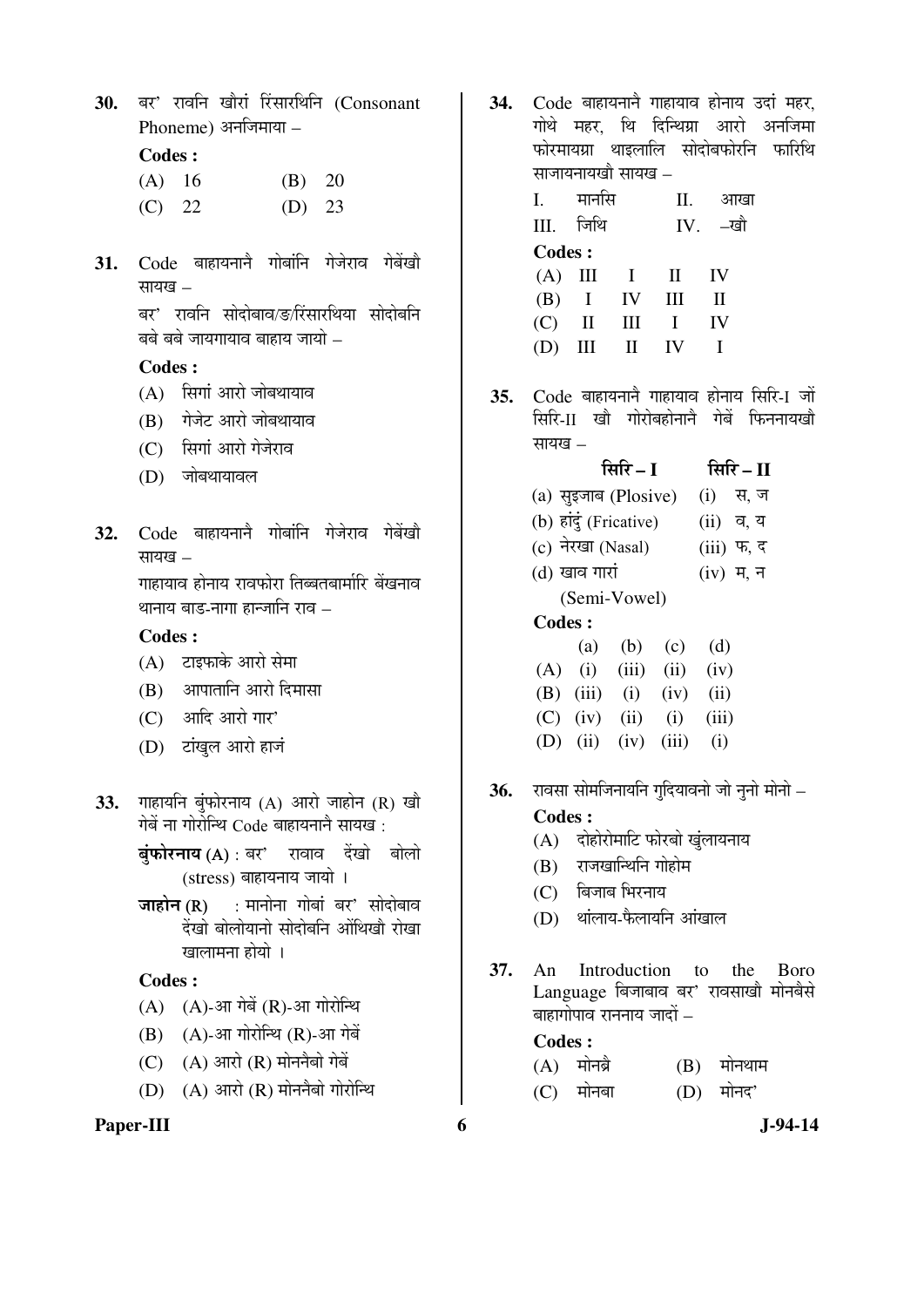**30.** बर' रावनि खौरां रिंसारथिनि (Consonant Phoneme) अनजिमाया –

**Codes :**

(A) 16 (B) 20

(C) 22 (D) 23

**31.** Code बाहायनानै गोबांनि गेजेराव गेबेंखौ सायख –

बर' रावनि सोदोबाव/ङ/रिंसारथिया सोदोबनि बबे बबे जायगायाव बाहाय जायो –

**Codes :**

(A) सिगां आरो जोबथायाव

(B) गेजेर आरो जोबथायाव

(C) सिगां आरो गेजेराव

(D) जोबथायावल

**32.** Code बाहायनानै गोबांनि गेजेराव गेबेंखौ सायख –

गाहायाव होनाय रावफोरा तिब्बतबार्मारि बेंखनाव थानाय बाड-नागा हान्जानि राव –

**Codes :**

(A) टाइफाके आरो सेमा

(B) आपातानि आरो दिमासा

(C) आदि आरो गार'

(D) टांखुल आरो हाजं

**33.** गाहायनि बुंफोरनाय (A) आरो जाहोन (R) खौ गेबें ना गोरोन्थि Code बाहायनानै सायख :

**बुंफोरनाय (A)** : बर' रावाव देंखो बोलो (stress) बाहायनाय जायो ।

**जाहोन (R)** : मानोना गोबां बर' सोदोबाव देंखो बोलोयानो सोदोबनि ओंथिखौ रोखा खालामना होयो ।

**Codes :**

(A) (A)-आ गेबें (R)-आ गोरोन्थि

(B) (A)-आ गोरोन्थि (R)-आ गेबें

(C) (A) आरो (R) मोननैबो गेबें

(D) (A) आरो (R) मोननैबो गोरोन्थि

**34.** Code बाहायनानै गाहायाव होनाय उदां महर, गोथे महर, थि दिन्थिग्रा आरो अनजिमा फोरमायग्रा थाइलालि सोदोबफोरनि फारिथि साजायनायखौ सायख –

I. मानसि II. आखा

III. जिथि IV. –खौ

**Codes :**

(A) III I II IV

(B) I IV III II

(C) II III I IV

(D) III II IV I

**35.** Code बाहायनानै गाहायाव होनाय सिरि-I जों सिरि-II खौ गोरोबहोनानै गेबें फिननायखौ सायख –

| सिरि – I | सिरि – II |
|---|---|
| (a) सुइजाब (Plosive) | (i) स, ज |
| (b) हांदुं (Fricative) | (ii) व, य |
| (c) नेरखा (Nasal) | (iii) फ, द |
| (d) खाव गारां (Semi-Vowel) | (iv) म, न |

**Codes :**

| | (a) | (b) | (c) | (d) |
|---|---|---|---|---|
| (A) | (i) | (iii) | (ii) | (iv) |
| (B) | (iii) | (i) | (iv) | (ii) |
| (C) | (iv) | (ii) | (i) | (iii) |
| (D) | (ii) | (iv) | (iii) | (i) |

**36.** रावसा सोमजिनायनि गुदियावनो जो नुनो मोनो –

**Codes :**

(A) दोहोरोमाटि फोरबो खुंलायनाय

(B) राजखान्थिनि गोहोम

(C) बिजाब भिरनाय

(D) थांलाय-फैलायनि आंखाल

**37.** An Introduction to the Boro Language बिजाबाव बर' रावसाखौ मोनबैसे बाहागोपाव राननाय जादों –

**Codes :**

(A) मोनब्रै (B) मोनथाम

(C) मोनबा (D) मोनद'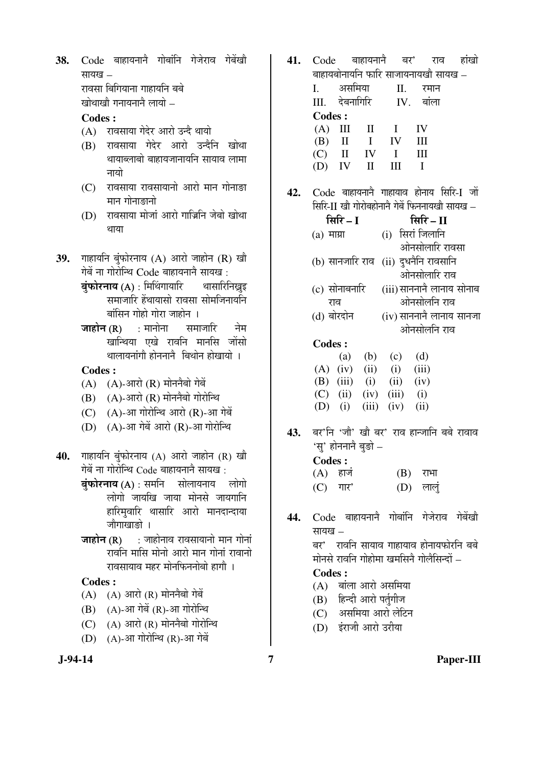**38.** Code बाहायनानै गोबांनि गेजेराव गेबेंखौ सायख –

रावसा बिगियाना गाहायनि बबे खोथाखौ गनायनानै लायो –

**Codes :**

(A) रावसाया गेदेर आरो उन्दै थायो

(B) रावसाया गेदेर आरो उन्दैनि खोथा थायाब्लाबो बाहायजानायनि सायाव लामा नायो

(C) रावसाया रावसायानो आरो मान गोनाङा मान गोनाङानो

(D) रावसाया मोजां आरो गाज्रिनि जेबो खोथा थाया

**39.** गाहायनि बुंफोरनाय (A) आरो जाहोन (R) खौ गेबें ना गोरोन्थि Code बाहायनानै सायख :

**बुंफोरनाय (A)** : मिथिंगायारि थासारिनिफ्राइ समाजारि हेंथायासो रावसा सोमजिनायनि बांसिन गोहो गोरा जाहोन ।

**जाहोन (R)** : मानोना समाजारि नेम खान्थिया एखे रावनि मानसि जोंसो थालायनांगौ होननानै बिथोन होखायो ।

**Codes :**

(A) (A)-आरो (R) मोननैबो गेबें

(B) (A)-आरो (R) मोननैबो गोरोन्थि

(C) (A)-आ गोरोन्थि आरो (R)-आ गेबें

(D) (A)-आ गेबें आरो (R)-आ गोरोन्थि

**40.** गाहायनि बुंफोरनाय (A) आरो जाहोन (R) खौ गेबें ना गोरोन्थि Code बाहायनानै सायख :

**बुंफोरनाय (A)** : समनि सोलायनाय लोगो लोगो जायखि जाया मोनसे जायगानि हारिमुवारि थासारि आरो मानदान्दाया जौगाखाङो ।

**जाहोन (R)** : जाहोनाव रावसायानो मान गोनां रावनि मासि मोनो आरो मान गोनां रावानो रावसायाव महर मोनफिननोबो हागौ ।

**Codes :**

(A) (A) आरो (R) मोननैबो गेबें

(B) (A)-आ गेबें (R)-आ गोरोन्थि

(C) (A) आरो (R) मोननैबो गोरोन्थि

(D) (A)-आ गोरोन्थि (R)-आ गेबें

**41.** Code बाहायनानै बर' राव हांखो बाहायबोनायनि फारि साजायनायखौ सायख –

I. असमिया II. रमान

III. देबनागिरि IV. बांला

**Codes :**

| | | | | |
|---|---|---|---|---|
| (A) | III | II | I | IV |
| (B) | II | I | IV | III |
| (C) | II | IV | I | III |
| (D) | IV | II | III | I |

**42.** Code बाहायनानै गाहायाव होनाय सिरि-I जों सिरि-II खौ गोरोबहोनानै गेबें फिननायखौ सायख –

| सिरि – I | सिरि – II |
|---|---|
| (a) माग्रा | (i) सिरां जिलानि ओनसोलारि रावसा |
| (b) सानजारि राव | (ii) दुधनैनि रावसानि ओनसोलारि राव |
| (c) सोनाबनारि राव | (iii) साननानै लानाय सोनाब ओनसोलनि राव |
| (d) बोरदोन | (iv) साननानै लानाय सानजा ओनसोलनि राव |

**Codes :**

| | (a) | (b) | (c) | (d) |
|---|---|---|---|---|
| (A) | (iv) | (ii) | (i) | (iii) |
| (B) | (iii) | (i) | (ii) | (iv) |
| (C) | (ii) | (iv) | (iii) | (i) |
| (D) | (i) | (iii) | (iv) | (ii) |

**43.** बर'नि 'जौ' खौ बर' राव हान्जानि बबे रावाव 'सु' होननानै बुङो –

**Codes :**

(A) हाजं (B) राभा

(C) गार' (D) लालुं

**44.** Code बाहायनानै गोबांनि गेजेराव गेबेंखौ सायख –

बर' रावनि सायाव गाहायाव होनायफोरनि बबे मोनसे रावनि गोहोमा खमसिनै गोलैसिन्दों –

**Codes :**

(A) बांला आरो असमिया

(B) हिन्दी आरो पर्तुगीज

(C) असमिया आरो लेटिन

(D) इंराजी आरो उरीया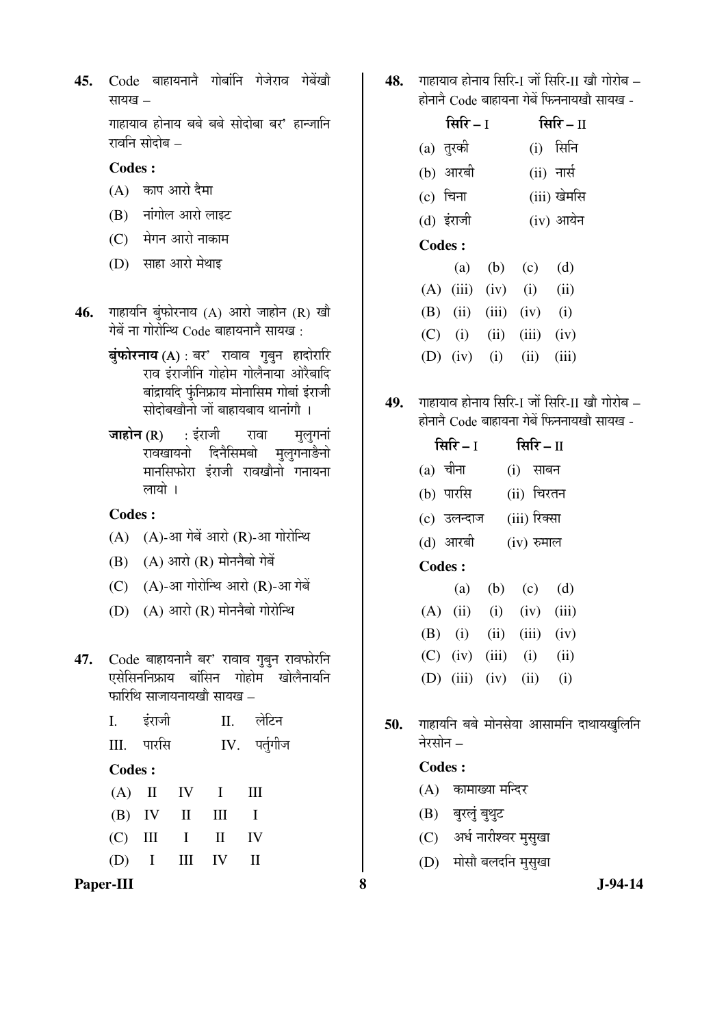45. Code बाहायनानै गोबांनि गेजेराव गेबेंखौ सायख –

गाहायाव होनाय बबे बबे सोदोबा बर' हान्जानि रावनि सोदोब –

**Codes :**

(A) काप आरो दैमा

(B) नांगोल आरो लाइट

(C) मेगन आरो नाकाम

(D) साहा आरो मेथाइ

46. गाहायनि बुंफोरनाय (A) आरो जाहोन (R) खौ गेबें ना गोरोन्थि Code बाहायनानै सायख :

**बुंफोरनाय (A)** : बर' रावाव गुबुन हादोरारि राव इंराजीनि गोहोम गोलैनाया औरैबादि बांद्रायदि फुंनिफ्राय मोनासिम गोबां इंराजी सोदोबखौनो जों बाहायबाय थानांगौ ।

**जाहोन (R)** : इंराजी रावा मुलुगनां रावखायनो दिनैसिमबो मुलुगनाङैनो मानसिफोरा इंराजी रावखौनो गनायना लायो ।

**Codes :**

(A) (A)-आ गेबें आरो (R)-आ गोरोन्थि

(B) (A) आरो (R) मोननैबो गेबें

(C) (A)-आ गोरोन्थि आरो (R)-आ गेबें

(D) (A) आरो (R) मोननैबो गोरोन्थि

47. Code बाहायनानै बर' रावाव गुबुन रावफोरनि एसेसिननिफ्राय बांसिन गोहोम खोलैनायनि फारिथि साजायनायखौ सायख –

I. इंराजी II. लेटिन

III. पारसि IV. पर्तुगीज

**Codes :**

| | | | | |
|---|---|---|---|---|
| (A) | II | IV | I | III |
| (B) | IV | II | III | I |
| (C) | III | I | II | IV |
| (D) | I | III | IV | II |

48. गाहायाव होनाय सिरि-I जों सिरि-II खौ गोरोब – होनानै Code बाहायना गेबें फिननायखौ सायख -

| सिरि – I | सिरि – II |
|---|---|
| (a) तुरकी | (i) सिनि |
| (b) आरबी | (ii) नार्स |
| (c) चिना | (iii) खेमसि |
| (d) इंराजी | (iv) आयेन |

**Codes :**

| | (a) | (b) | (c) | (d) |
|---|---|---|---|---|
| (A) | (iii) | (iv) | (i) | (ii) |
| (B) | (ii) | (iii) | (iv) | (i) |
| (C) | (i) | (ii) | (iii) | (iv) |
| (D) | (iv) | (i) | (ii) | (iii) |

49. गाहायाव होनाय सिरि-I जों सिरि-II खौ गोरोब – होनानै Code बाहायना गेबें फिननायखौ सायख -

| सिरि – I | सिरि – II |
|---|---|
| (a) चीना | (i) साबन |
| (b) पारसि | (ii) चिरतन |
| (c) उलन्दाज | (iii) रिक्सा |
| (d) आरबी | (iv) रुमाल |

**Codes :**

| | (a) | (b) | (c) | (d) |
|---|---|---|---|---|
| (A) | (ii) | (i) | (iv) | (iii) |
| (B) | (i) | (ii) | (iii) | (iv) |
| (C) | (iv) | (iii) | (i) | (ii) |
| (D) | (iii) | (iv) | (ii) | (i) |

50. गाहायनि बबे मोनसेया आसामनि दाथायखुलिनि नेरसोन –

**Codes :**

(A) कामाख्या मन्दिर

(B) बुरलुं बुथुट

(C) अर्ध नारीश्वर मुसुखा

(D) मोसौ बलदनि मुसुखा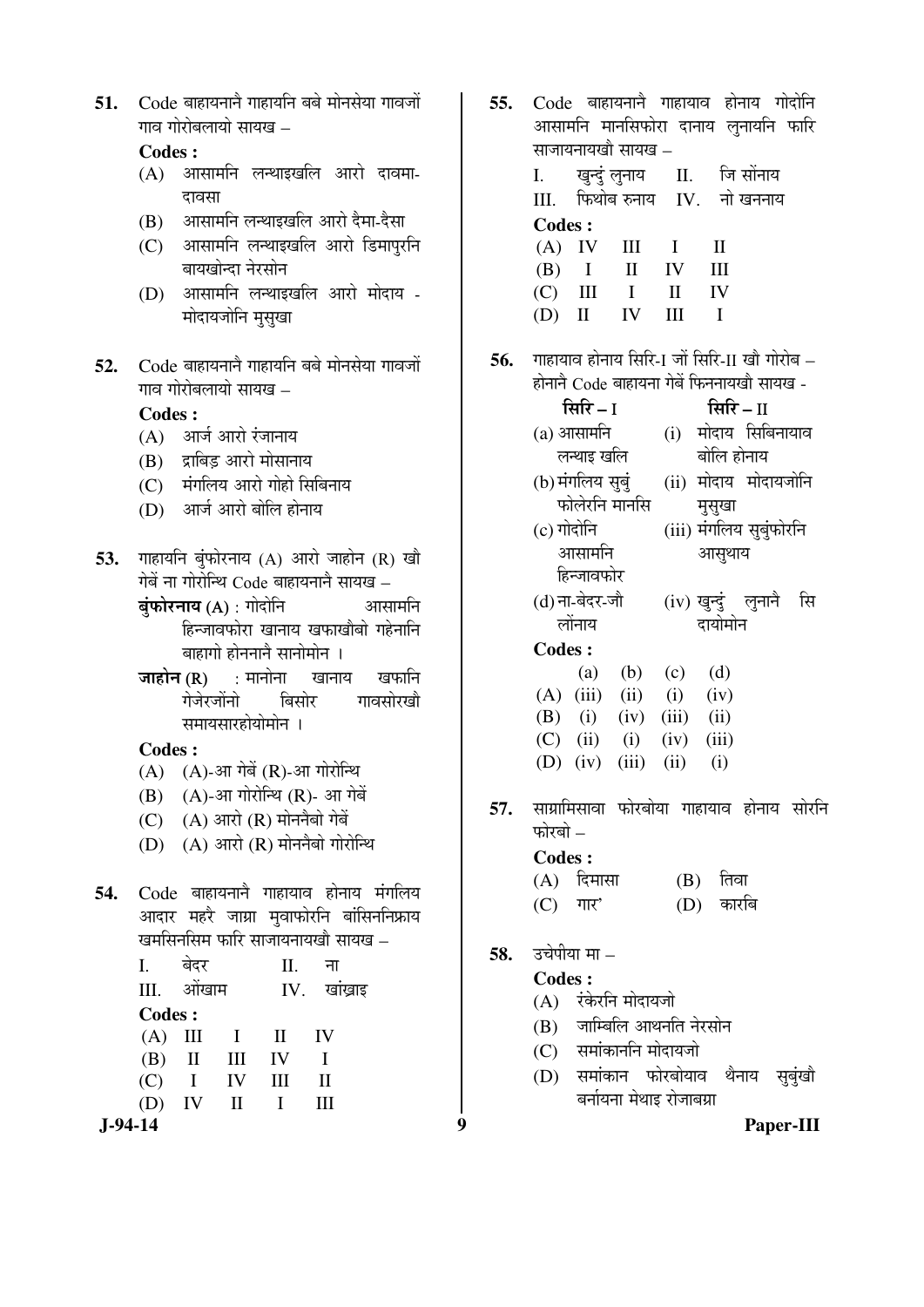**51.** Code बाहायनानै गाहायनि बबे मोनसेया गावजों गाव गोरोबलायो सायख –

**Codes :**

(A) आसामनि लन्थाइखलि आरो दावमा-दावसा

(B) आसामनि लन्थाइखलि आरो दैमा-दैसा

(C) आसामनि लन्थाइखलि आरो डिमापुरनि बायखोन्दा नेरसोन

(D) आसामनि लन्थाइखलि आरो मोदाय - मोदायजोनि मुसुखा

**52.** Code बाहायनानै गाहायनि बबे मोनसेया गावजों गाव गोरोबलायो सायख –

**Codes :**

(A) आर्ज आरो रंजानाय

(B) द्राबिड़ आरो मोसानाय

(C) मंगलिय आरो गोहो सिबिनाय

(D) आर्ज आरो बोलि होनाय

**53.** गाहायनि बुंफोरनाय (A) आरो जाहोन (R) खौ गेबें ना गोरोन्थि Code बाहायनानै सायख –

**बुंफोरनाय (A)** : गोदोनि आसामनि हिन्जावफोरा खानाय खफाखौबो गहेनानि बाहागो होननानै सानोमोन ।

**जाहोन (R)** : मानोना खानाय खफानि गेजेरजोंनो बिसोर गावसोरखौ समायसारहोयोमोन ।

**Codes :**

(A) (A)-आ गेबें (R)-आ गोरोन्थि

(B) (A)-आ गोरोन्थि (R)- आ गेबें

(C) (A) आरो (R) मोननैबो गेबें

(D) (A) आरो (R) मोननैबो गोरोन्थि

**54.** Code बाहायनानै गाहायाव होनाय मंगलिय आदार महरै जाग्रा मुवाफोरनि बांसिननिफ्राय खमसिनसिम फारि साजायनायखौ सायख –

I. बेदर II. ना

III. ओंखाम IV. खांख्राइ

**Codes :**

| | | | | |
|---|---|---|---|---|
| (A) | III | I | II | IV |
| (B) | II | III | IV | I |
| (C) | I | IV | III | II |
| (D) | IV | II | I | III |

**55.** Code बाहायनानै गाहायाव होनाय गोदोनि आसामनि मानसिफोरा दानाय लुनायनि फारि साजायनायखौ सायख –

I. खुन्दुं लुनाय II. जि सोंनाय

III. फिथोब रुनाय IV. नो खननाय

**Codes :**

| | | | | |
|---|---|---|---|---|
| (A) | IV | III | I | II |
| (B) | I | II | IV | III |
| (C) | III | I | II | IV |
| (D) | II | IV | III | I |

**56.** गाहायाव होनाय सिरि-I जों सिरि-II खौ गोरोब – होनानै Code बाहायना गेबें फिननायखौ सायख -

| सिरि – I | सिरि – II |
|---|---|
| (a) आसामनि लन्थाइ खलि | (i) मोदाय सिबिनायाव बोलि होनाय |
| (b) मंगलिय सुबुं फोलेरनि मानसि | (ii) मोदाय मोदायजोनि मुसुखा |
| (c) गोदोनि आसामनि हिन्जावफोर | (iii) मंगलिय सुबुंफोरनि आसुथाय |
| (d) ना-बेदर-जौ लोंनाय | (iv) खुन्दुं लुनानै सि दायोमोन |

**Codes :**

| | (a) | (b) | (c) | (d) |
|---|---|---|---|---|
| (A) | (iii) | (ii) | (i) | (iv) |
| (B) | (i) | (iv) | (iii) | (ii) |
| (C) | (ii) | (i) | (iv) | (iii) |
| (D) | (iv) | (iii) | (ii) | (i) |

**57.** साग्रामिसावा फोरबोया गाहायाव होनाय सोरनि फोरबो –

**Codes :**

(A) दिमासा (B) तिवा

(C) गार' (D) कारबि

**58.** उचेपीया मा –

**Codes :**

(A) रंकेरनि मोदायजो

(B) जाम्बिलि आथनति नेरसोन

(C) समांकाननि मोदायजो

(D) समांकान फोरबोयाव थैनाय सुबुंखौ बर्नायना मेथाइ रोजाबग्रा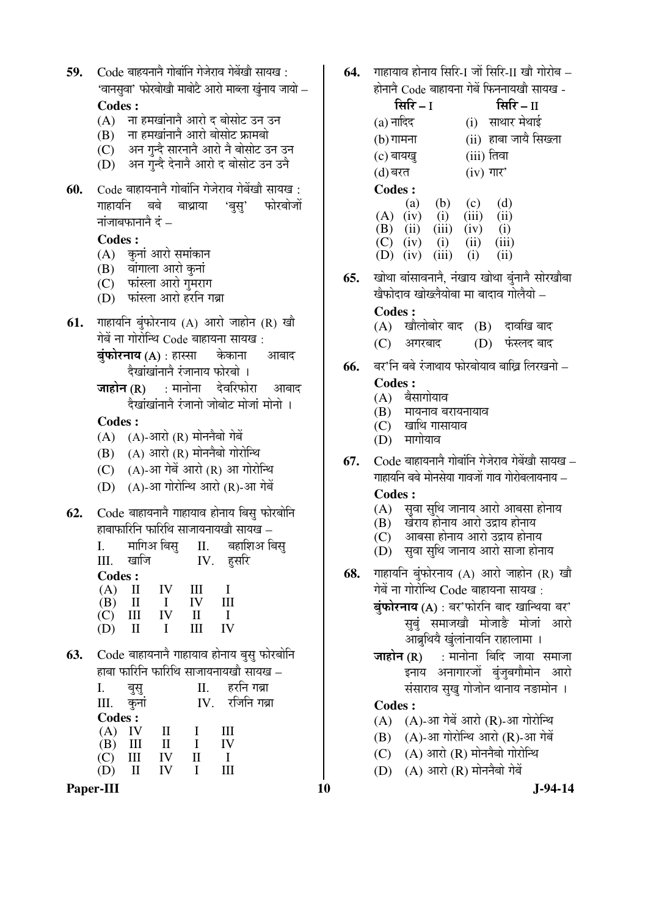**59.** Code बाहयनानै गोबांनि गेजेराव गेबेंखौ सायख : 'वानसुवा' फोरबोखौ माबोटै आरो माब्ला खुंनाय जायो –

**Codes :**

(A) ना हमखांनानै आरो द बोसोट उन उन

(B) ना हमखांनानै आरो बोसोट फ्रामबो

(C) अन गुन्दै सारनानै आरो नै बोसोट उन उन

(D) अन गुन्दै देनानै आरो द बोसोट उन उनै

**60.** Code बाहायनानै गोबांनि गेजेराव गेबेंखौ सायख : गाहायनि बबे बाथ्राया 'बुसु' फोरबोजों नांजाबफानानै दं –

**Codes :**

(A) कुनां आरो समांकान

(B) वांगाला आरो कुनां

(C) फांस्ला आरो गुमराग

(D) फांस्ला आरो हरनि गब्रा

**61.** गाहायनि बुंफोरनाय (A) आरो जाहोन (R) खौ गेबें ना गोरोन्थि Code बाहायना सायख :

**बुंफोरनाय (A) :** हास्सा केकाना आबाद दैखांखांनानै रंजानाय फोरबो ।

**जाहोन (R) :** मानोना देवरिफोरा आबाद दैखांखांनानै रंजानो जोबोट मोजां मोनो ।

**Codes :**

(A) (A)-आरो (R) मोननैबो गेबें

(B) (A) आरो (R) मोननैबो गोरोन्थि

(C) (A)-आ गेबें आरो (R) आ गोरोन्थि

(D) (A)-आ गोरोन्थि आरो (R)-आ गेबें

**62.** Code बाहायनानै गाहायाव होनाय बिसु फोरबोनि हाबाफारिनि फारिथि साजायनायखौ सायख –

I. मागिअ बिसु II. बहाशिअ बिसु
III. खाजि IV. हुसरि

**Codes :**

| | | | | |
|---|---|---|---|---|
| (A) | II | IV | III | I |
| (B) | II | I | IV | III |
| (C) | III | IV | II | I |
| (D) | II | I | III | IV |

**63.** Code बाहायनानै गाहायाव होनाय बुसु फोरबोनि हाबा फारिनि फारिथि साजायनायखौ सायख –

I. बुसु II. हरनि गब्रा
III. कुनां IV. रजिनि गब्रा

**Codes :**

| | | | | |
|---|---|---|---|---|
| (A) | IV | II | I | III |
| (B) | III | II | I | IV |
| (C) | III | IV | II | I |
| (D) | II | IV | I | III |

**64.** गाहायाव होनाय सिरि-I जों सिरि-II खौ गोरोब – होनानै Code बाहायना गेबें फिननायखौ सायख -

| **सिरि – I** | **सिरि – II** |
|---|---|
| (a) नादिद | (i) साथार मेथाई |
| (b) गामना | (ii) हाबा जायै सिख्ला |
| (c) बायखु | (iii) तिवा |
| (d) बरत | (iv) गार' |

**Codes :**

| | (a) | (b) | (c) | (d) |
|---|---|---|---|---|
| (A) | (iv) | (i) | (iii) | (ii) |
| (B) | (ii) | (iii) | (iv) | (i) |
| (C) | (iv) | (i) | (ii) | (iii) |
| (D) | (iv) | (iii) | (i) | (ii) |

**65.** खोथा बांसावनानै, नंखाय खोथा बुंनानै सोरखौबा खैफोदाव खोख्लैयोबा मा बादाव गोलैयो –

**Codes :**

(A) खौलोबोर बाद (B) दावखि बाद

(C) अगरबाद (D) फंस्लद बाद

**66.** बर'नि बबे रंजाथाय फोरबोयाव बाख्रि लिरखनो –

**Codes :**

(A) बैसागोयाव

(B) मायनाव बरायनायाव

(C) खाथि गासायाव

(D) मागोयाव

**67.** Code बाहायनानै गोबांनि गेजेराव गेबेंखौ सायख – गाहायनि बबे मोनसेया गावजों गाव गोरोबलायनाय –

**Codes :**

(A) सुवा सुथि जानाय आरो आबसा होनाय

(B) खेराय होनाय आरो उद्राय होनाय

(C) आबसा होनाय आरो उद्राय होनाय

(D) सुवा सुथि जानाय आरो साजा होनाय

**68.** गाहायनि बुंफोरनाय (A) आरो जाहोन (R) खौ गेबें ना गोरोन्थि Code बाहायना सायख :

**बुंफोरनाय (A) :** बर'फोरनि बाद खान्थिया बर' सुबुं समाजखौ मोजाङै मोजां आरो आब्रुथियै खुंलांनायनि राहालामा ।

**जाहोन (R) :** मानोना बिदि जाया समाजा इनाय अनागारजों बुंजुबगोमोन आरो संसाराव सुखु गोजोन थानाय नङामोन ।

**Codes :**

(A) (A)-आ गेबें आरो (R)-आ गोरोन्थि

(B) (A)-आ गोरोन्थि आरो (R)-आ गेबें

(C) (A) आरो (R) मोननैबो गोरोन्थि

(D) (A) आरो (R) मोननैबो गेबें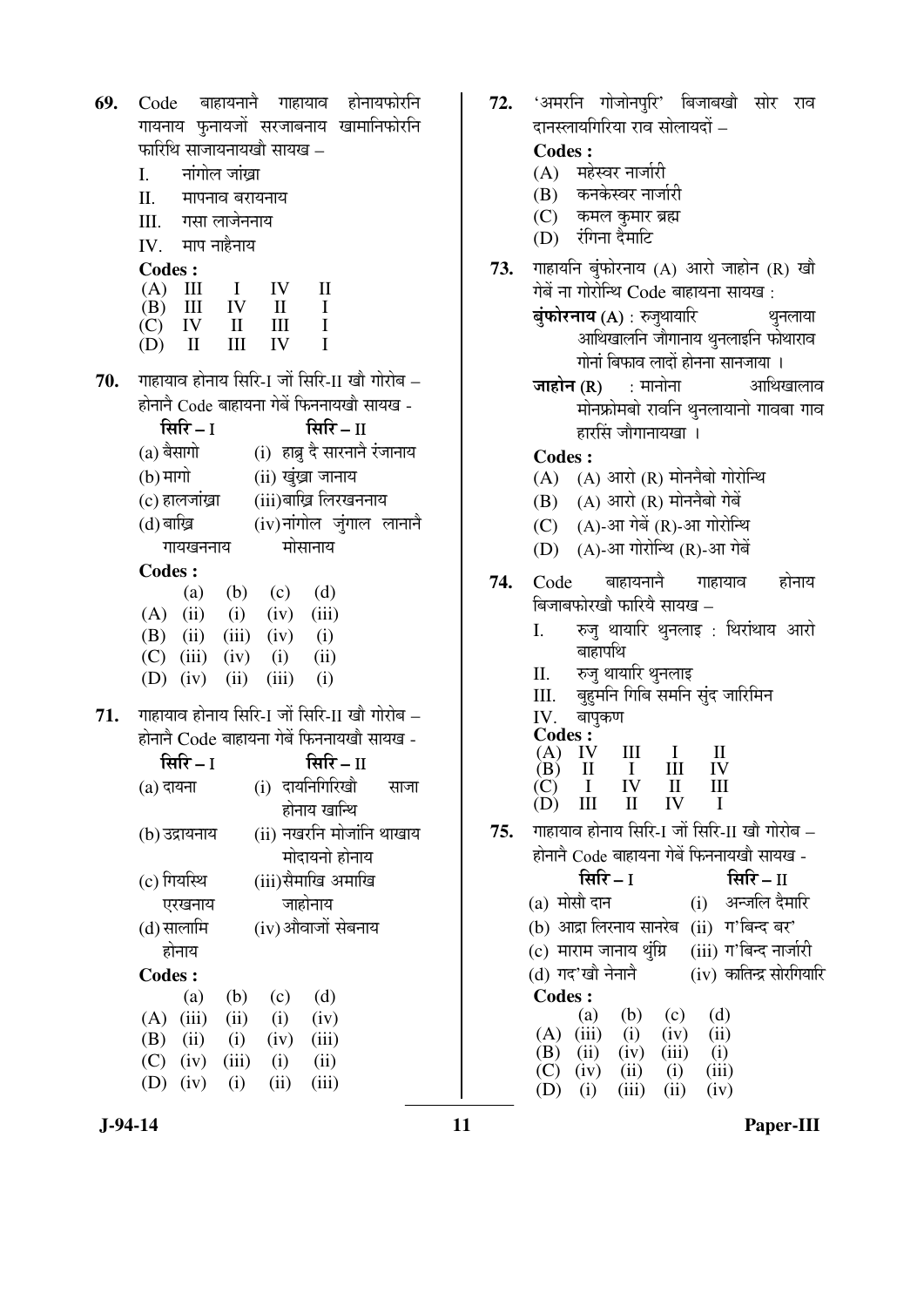**69.** Code बाहायनानै गाहायाव होनायफोरनि गायनाय फुनायजों सरजाबनाय खामानिफोरनि फारिथि साजायनायखौ सायख –

I. नांगोल जांख्रा

II. मापनाव बरायनाय

III. गसा लाजेननाय

IV. माप नाहैनाय

**Codes :**

| | | | | |
|---|---|---|---|---|
| (A) | III | I | IV | II |
| (B) | III | IV | II | I |
| (C) | IV | II | III | I |
| (D) | II | III | IV | I |

**70.** गाहायाव होनाय सिरि-I जों सिरि-II खौ गोरोब – होनानै Code बाहायना गेबें फिननायखौ सायख -

| सिरि – I | सिरि – II |
|---|---|
| (a) बैसागो | (i) हाब्रु दै सारनानै रंजानाय |
| (b) मागो | (ii) खुंख्रा जानाय |
| (c) हालजांख्रा | (iii) बाख्रि लिरखननाय |
| (d) बाख्रि गायखननाय | (iv) नांगोल जुंगाल लानानै मोसानाय |

**Codes :**

| | (a) | (b) | (c) | (d) |
|---|---|---|---|---|
| (A) | (ii) | (i) | (iv) | (iii) |
| (B) | (ii) | (iii) | (iv) | (i) |
| (C) | (iii) | (iv) | (i) | (ii) |
| (D) | (iv) | (ii) | (iii) | (i) |

**71.** गाहायाव होनाय सिरि-I जों सिरि-II खौ गोरोब – होनानै Code बाहायना गेबें फिननायखौ सायख -

| सिरि – I | सिरि – II |
|---|---|
| (a) दायना | (i) दायनिगिरिखौ साजा होनाय खान्थि |
| (b) उद्रायनाय | (ii) नखरनि मोजांनि थाखाय मोदायनो होनाय |
| (c) गियस्थि एरखनाय | (iii) सैमाखि अमाखि जाहोनाय |
| (d) सालामि होनाय | (iv) औवाजों सेबनाय |

**Codes :**

| | (a) | (b) | (c) | (d) |
|---|---|---|---|---|
| (A) | (iii) | (ii) | (i) | (iv) |
| (B) | (ii) | (i) | (iv) | (iii) |
| (C) | (iv) | (iii) | (i) | (ii) |
| (D) | (iv) | (i) | (ii) | (iii) |

**72.** 'अमरनि गोजोनपुरि' बिजाबखौ सोर राव दानस्लायगिरिया राव सोलायदों –

**Codes :**

(A) महेस्वर नार्जारी

(B) कनकेस्वर नार्जारी

(C) कमल कुमार ब्रह्म

(D) रंगिना दैमारि

**73.** गाहायनि बुंफोरनाय (A) आरो जाहोन (R) खौ गेबें ना गोरोन्थि Code बाहायना सायख :

**बुंफोरनाय (A)** : रुजुथायारि थुनलाया आथिखालनि जौगानाय थुनलाइनि फोथाराव गोनां बिफाव लादों होनना सानजाया ।

**जाहोन (R)** : मानोना आथिखालाव मोनफ्रोमबो रावनि थुनलायानो गावबा गाव हारसिं जौगानायखा ।

**Codes :**

(A) (A) आरो (R) मोननैबो गोरोन्थि

(B) (A) आरो (R) मोननैबो गेबें

(C) (A)-आ गेबें (R)-आ गोरोन्थि

(D) (A)-आ गोरोन्थि (R)-आ गेबें

**74.** Code बाहायनानै गाहायाव होनाय बिजाबफोरखौ फारियै सायख –

I. रुजु थायारि थुनलाइ : थिरांथाय आरो बाहापथि

II. रुजु थायारि थुनलाइ

III. बुहुमनि गिबि समनि सुंद जारिमिन

IV. बापुकण

**Codes :**

| | | | | |
|---|---|---|---|---|
| (A) | IV | III | I | II |
| (B) | II | I | III | IV |
| (C) | I | IV | II | III |
| (D) | III | II | IV | I |

**75.** गाहायाव होनाय सिरि-I जों सिरि-II खौ गोरोब – होनानै Code बाहायना गेबें फिननायखौ सायख -

| सिरि – I | सिरि – II |
|---|---|
| (a) मोसौ दान | (i) अन्जलि दैमारि |
| (b) आद्रा लिरनाय सानरेब | (ii) ग'बिन्द बर' |
| (c) माराम जानाय थुंग्रि | (iii) ग'बिन्द नार्जारी |
| (d) गद'खौ नेनानै | (iv) कातिन्द्र सोरगियारि |

**Codes :**

| | (a) | (b) | (c) | (d) |
|---|---|---|---|---|
| (A) | (iii) | (i) | (iv) | (ii) |
| (B) | (ii) | (iv) | (iii) | (i) |
| (C) | (iv) | (ii) | (i) | (iii) |
| (D) | (i) | (iii) | (ii) | (iv) |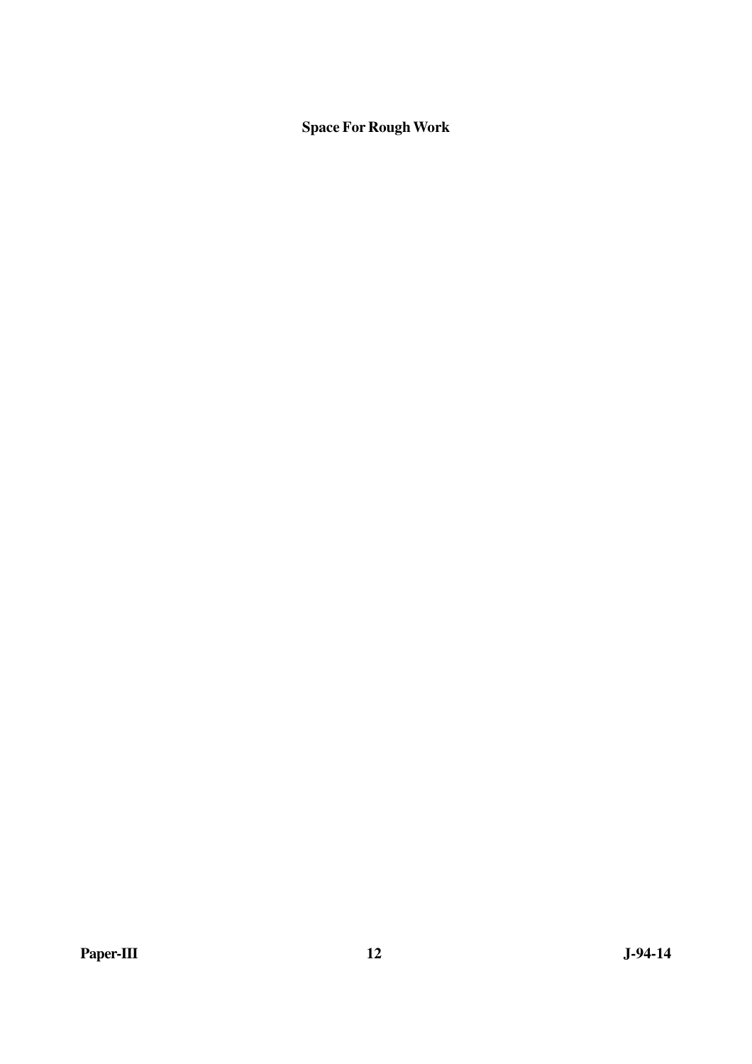**Space For Rough Work**